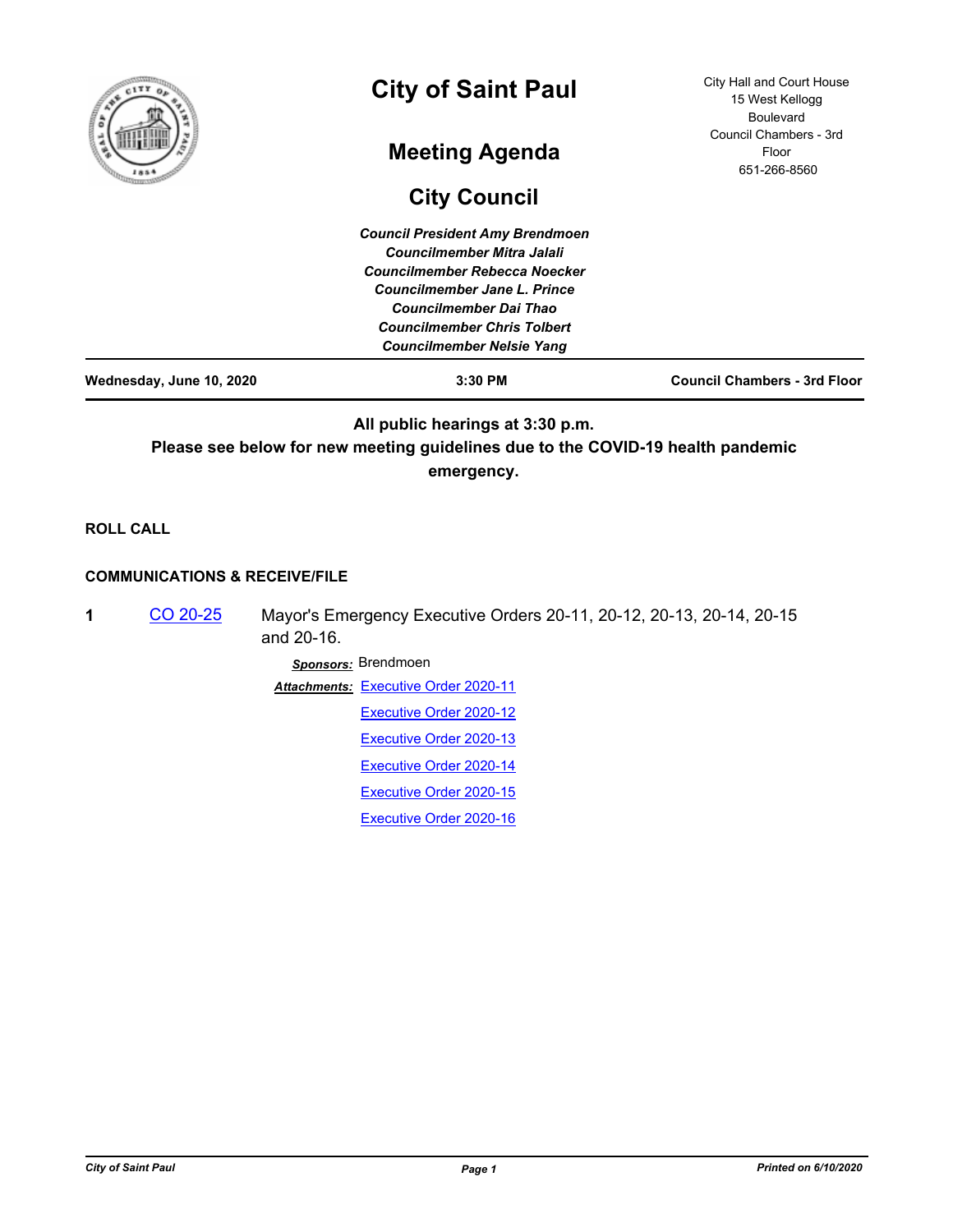# City of Saint Paul

City Hall and Court House
15 West Kellogg Boulevard
Council Chambers - 3rd Floor
651-266-8560

## Meeting Agenda

## City Council

***Council President Amy Brendmoen***
***Councilmember Mitra Jalali***
***Councilmember Rebecca Noecker***
***Councilmember Jane L. Prince***
***Councilmember Dai Thao***
***Councilmember Chris Tolbert***
***Councilmember Nelsie Yang***

**Wednesday, June 10, 2020** | **3:30 PM** | **Council Chambers - 3rd Floor**

**All public hearings at 3:30 p.m.**
**Please see below for new meeting guidelines due to the COVID-19 health pandemic emergency.**

**ROLL CALL**

**COMMUNICATIONS & RECEIVE/FILE**

**1** CO 20-25 Mayor's Emergency Executive Orders 20-11, 20-12, 20-13, 20-14, 20-15 and 20-16.

***Sponsors:*** Brendmoen

***Attachments:*** Executive Order 2020-11
Executive Order 2020-12
Executive Order 2020-13
Executive Order 2020-14
Executive Order 2020-15
Executive Order 2020-16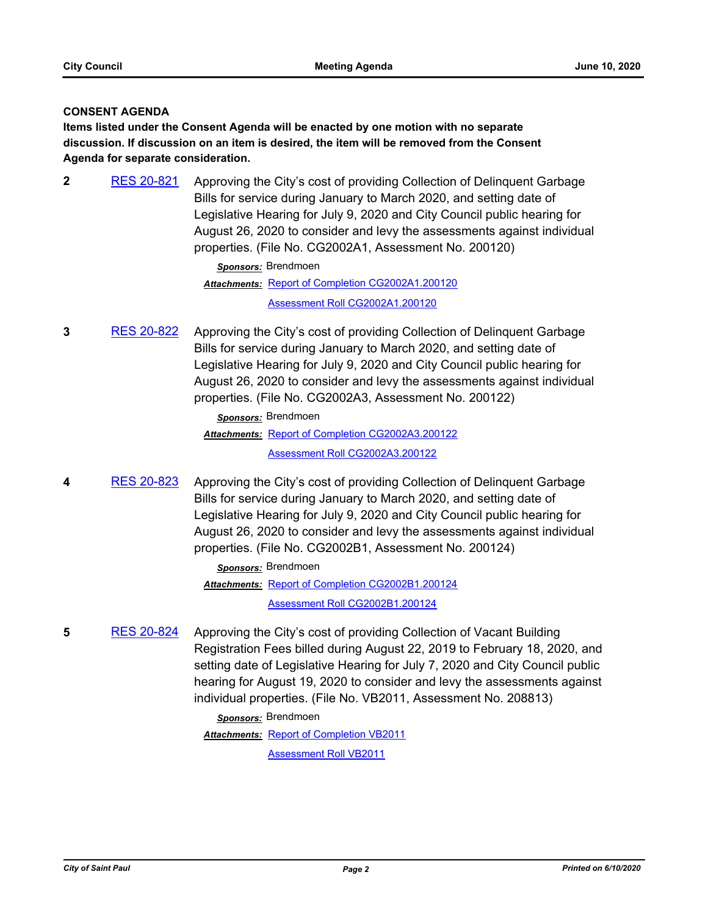## CONSENT AGENDA

**Items listed under the Consent Agenda will be enacted by one motion with no separate discussion. If discussion on an item is desired, the item will be removed from the Consent Agenda for separate consideration.**

**2** RES 20-821 Approving the City's cost of providing Collection of Delinquent Garbage Bills for service during January to March 2020, and setting date of Legislative Hearing for July 9, 2020 and City Council public hearing for August 26, 2020 to consider and levy the assessments against individual properties. (File No. CG2002A1, Assessment No. 200120)

*Sponsors:* Brendmoen

*Attachments:* Report of Completion CG2002A1.200120

Assessment Roll CG2002A1.200120

**3** RES 20-822 Approving the City's cost of providing Collection of Delinquent Garbage Bills for service during January to March 2020, and setting date of Legislative Hearing for July 9, 2020 and City Council public hearing for August 26, 2020 to consider and levy the assessments against individual properties. (File No. CG2002A3, Assessment No. 200122)

*Sponsors:* Brendmoen

*Attachments:* Report of Completion CG2002A3.200122

Assessment Roll CG2002A3.200122

**4** RES 20-823 Approving the City's cost of providing Collection of Delinquent Garbage Bills for service during January to March 2020, and setting date of Legislative Hearing for July 9, 2020 and City Council public hearing for August 26, 2020 to consider and levy the assessments against individual properties. (File No. CG2002B1, Assessment No. 200124)

*Sponsors:* Brendmoen

*Attachments:* Report of Completion CG2002B1.200124

Assessment Roll CG2002B1.200124

**5** RES 20-824 Approving the City's cost of providing Collection of Vacant Building Registration Fees billed during August 22, 2019 to February 18, 2020, and setting date of Legislative Hearing for July 7, 2020 and City Council public hearing for August 19, 2020 to consider and levy the assessments against individual properties. (File No. VB2011, Assessment No. 208813)

*Sponsors:* Brendmoen

*Attachments:* Report of Completion VB2011

Assessment Roll VB2011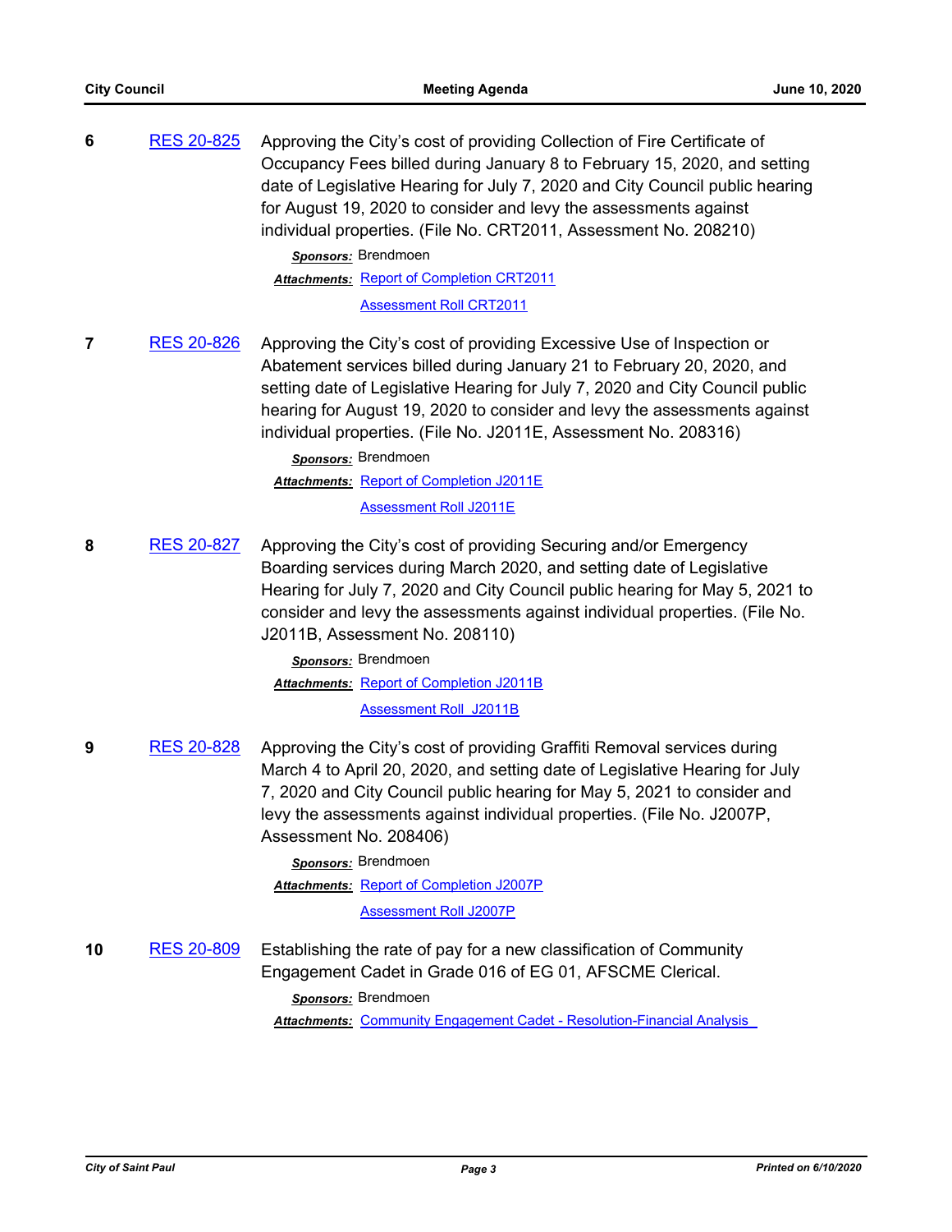**6** RES 20-825 Approving the City's cost of providing Collection of Fire Certificate of Occupancy Fees billed during January 8 to February 15, 2020, and setting date of Legislative Hearing for July 7, 2020 and City Council public hearing for August 19, 2020 to consider and levy the assessments against individual properties. (File No. CRT2011, Assessment No. 208210)

*Sponsors:* Brendmoen

*Attachments:* Report of Completion CRT2011
Assessment Roll CRT2011

**7** RES 20-826 Approving the City's cost of providing Excessive Use of Inspection or Abatement services billed during January 21 to February 20, 2020, and setting date of Legislative Hearing for July 7, 2020 and City Council public hearing for August 19, 2020 to consider and levy the assessments against individual properties. (File No. J2011E, Assessment No. 208316)

*Sponsors:* Brendmoen

*Attachments:* Report of Completion J2011E
Assessment Roll J2011E

**8** RES 20-827 Approving the City's cost of providing Securing and/or Emergency Boarding services during March 2020, and setting date of Legislative Hearing for July 7, 2020 and City Council public hearing for May 5, 2021 to consider and levy the assessments against individual properties. (File No. J2011B, Assessment No. 208110)

*Sponsors:* Brendmoen

*Attachments:* Report of Completion J2011B
Assessment Roll J2011B

**9** RES 20-828 Approving the City's cost of providing Graffiti Removal services during March 4 to April 20, 2020, and setting date of Legislative Hearing for July 7, 2020 and City Council public hearing for May 5, 2021 to consider and levy the assessments against individual properties. (File No. J2007P, Assessment No. 208406)

*Sponsors:* Brendmoen

*Attachments:* Report of Completion J2007P
Assessment Roll J2007P

**10** RES 20-809 Establishing the rate of pay for a new classification of Community Engagement Cadet in Grade 016 of EG 01, AFSCME Clerical.

*Sponsors:* Brendmoen

*Attachments:* Community Engagement Cadet - Resolution-Financial Analysis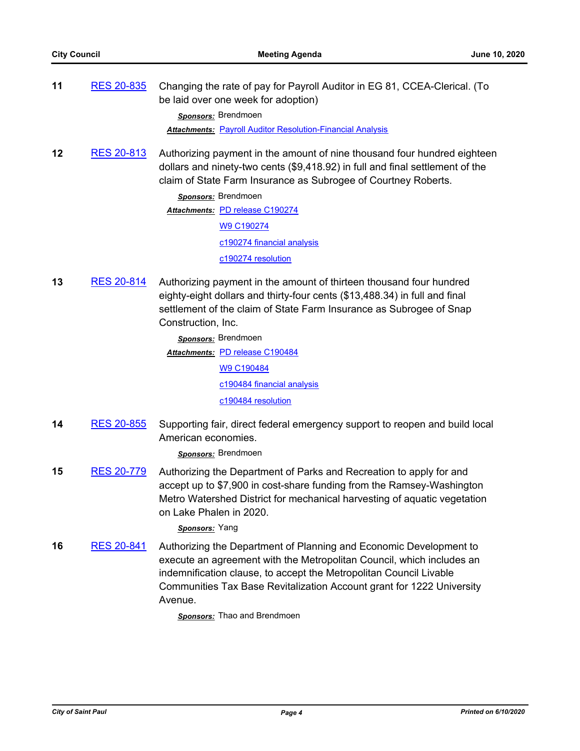**11** RES 20-835 Changing the rate of pay for Payroll Auditor in EG 81, CCEA-Clerical. (To be laid over one week for adoption)

***Sponsors:*** Brendmoen

***Attachments:*** Payroll Auditor Resolution-Financial Analysis

**12** RES 20-813 Authorizing payment in the amount of nine thousand four hundred eighteen dollars and ninety-two cents ($9,418.92) in full and final settlement of the claim of State Farm Insurance as Subrogee of Courtney Roberts.

***Sponsors:*** Brendmoen

***Attachments:*** PD release C190274
W9 C190274
c190274 financial analysis
c190274 resolution

**13** RES 20-814 Authorizing payment in the amount of thirteen thousand four hundred eighty-eight dollars and thirty-four cents ($13,488.34) in full and final settlement of the claim of State Farm Insurance as Subrogee of Snap Construction, Inc.

***Sponsors:*** Brendmoen

***Attachments:*** PD release C190484
W9 C190484
c190484 financial analysis
c190484 resolution

**14** RES 20-855 Supporting fair, direct federal emergency support to reopen and build local American economies.

***Sponsors:*** Brendmoen

**15** RES 20-779 Authorizing the Department of Parks and Recreation to apply for and accept up to $7,900 in cost-share funding from the Ramsey-Washington Metro Watershed District for mechanical harvesting of aquatic vegetation on Lake Phalen in 2020.

***Sponsors:*** Yang

**16** RES 20-841 Authorizing the Department of Planning and Economic Development to execute an agreement with the Metropolitan Council, which includes an indemnification clause, to accept the Metropolitan Council Livable Communities Tax Base Revitalization Account grant for 1222 University Avenue.

***Sponsors:*** Thao and Brendmoen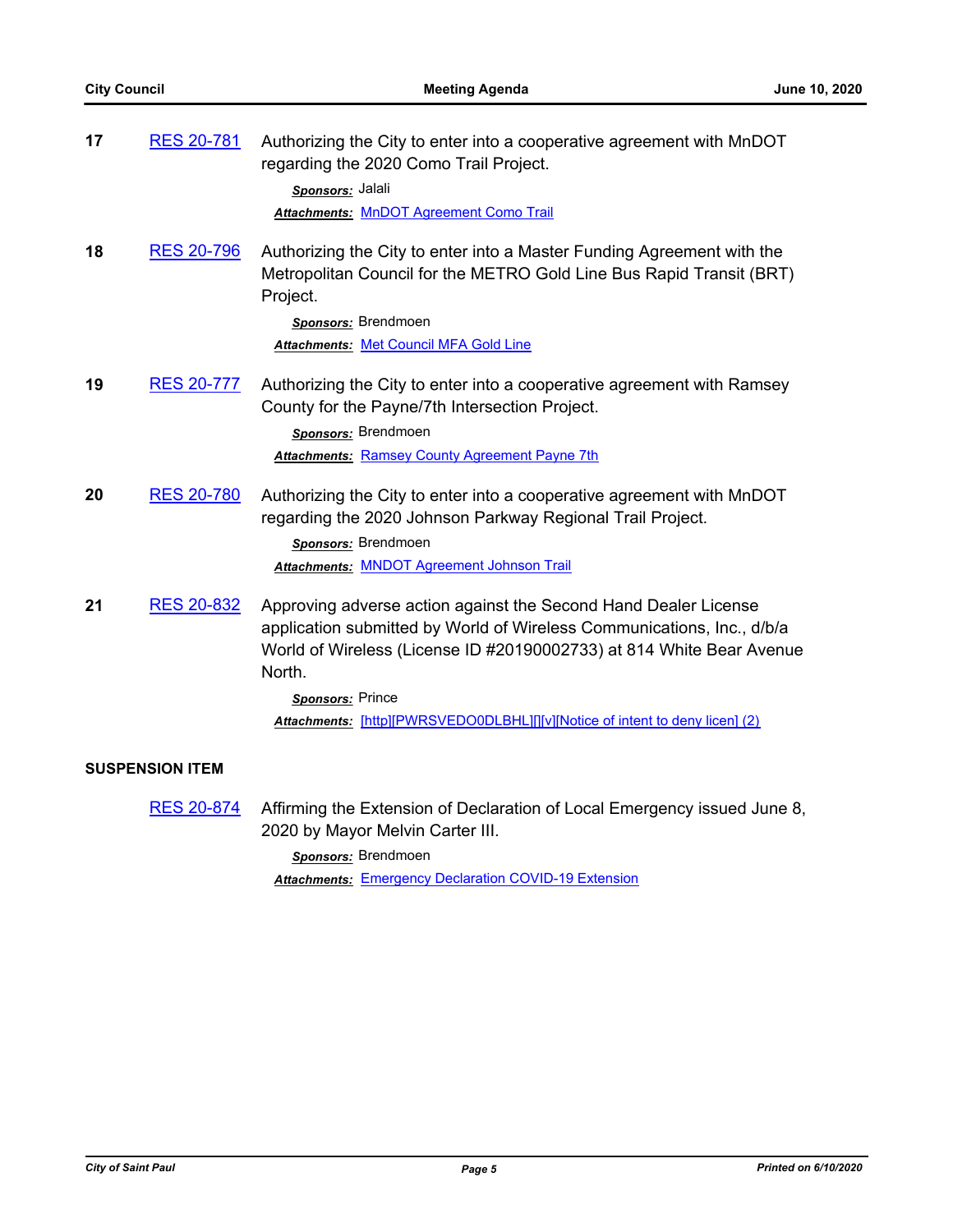**17** RES 20-781 Authorizing the City to enter into a cooperative agreement with MnDOT regarding the 2020 Como Trail Project.

*Sponsors:* Jalali

*Attachments:* MnDOT Agreement Como Trail

**18** RES 20-796 Authorizing the City to enter into a Master Funding Agreement with the Metropolitan Council for the METRO Gold Line Bus Rapid Transit (BRT) Project.

*Sponsors:* Brendmoen

*Attachments:* Met Council MFA Gold Line

**19** RES 20-777 Authorizing the City to enter into a cooperative agreement with Ramsey County for the Payne/7th Intersection Project.

*Sponsors:* Brendmoen

*Attachments:* Ramsey County Agreement Payne 7th

**20** RES 20-780 Authorizing the City to enter into a cooperative agreement with MnDOT regarding the 2020 Johnson Parkway Regional Trail Project.

*Sponsors:* Brendmoen

*Attachments:* MNDOT Agreement Johnson Trail

**21** RES 20-832 Approving adverse action against the Second Hand Dealer License application submitted by World of Wireless Communications, Inc., d/b/a World of Wireless (License ID #20190002733) at 814 White Bear Avenue North.

*Sponsors:* Prince

*Attachments:* [http][PWRSVEDO0DLBHL][][v][Notice of intent to deny licen] (2)

## SUSPENSION ITEM

RES 20-874 Affirming the Extension of Declaration of Local Emergency issued June 8, 2020 by Mayor Melvin Carter III.

*Sponsors:* Brendmoen

*Attachments:* Emergency Declaration COVID-19 Extension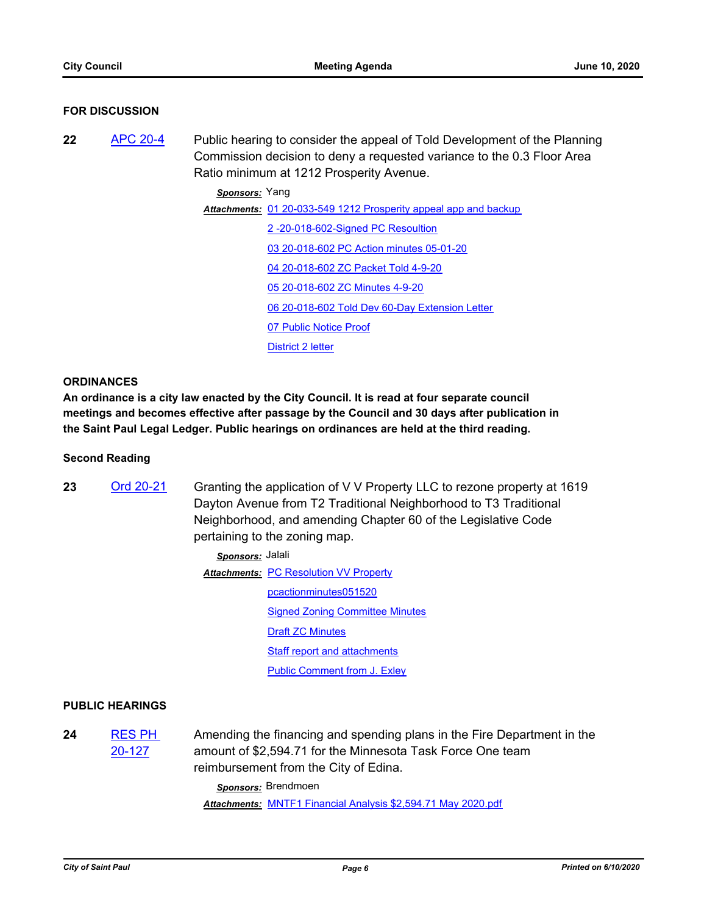## FOR DISCUSSION

**22** APC 20-4 Public hearing to consider the appeal of Told Development of the Planning Commission decision to deny a requested variance to the 0.3 Floor Area Ratio minimum at 1212 Prosperity Avenue.

***Sponsors:*** Yang

***Attachments:*** 01 20-033-549 1212 Prosperity appeal app and backup
2 -20-018-602-Signed PC Resoultion
03 20-018-602 PC Action minutes 05-01-20
04 20-018-602 ZC Packet Told 4-9-20
05 20-018-602 ZC Minutes 4-9-20
06 20-018-602 Told Dev 60-Day Extension Letter
07 Public Notice Proof
District 2 letter

## ORDINANCES

**An ordinance is a city law enacted by the City Council. It is read at four separate council meetings and becomes effective after passage by the Council and 30 days after publication in the Saint Paul Legal Ledger. Public hearings on ordinances are held at the third reading.**

### Second Reading

**23** Ord 20-21 Granting the application of V V Property LLC to rezone property at 1619 Dayton Avenue from T2 Traditional Neighborhood to T3 Traditional Neighborhood, and amending Chapter 60 of the Legislative Code pertaining to the zoning map.

***Sponsors:*** Jalali

***Attachments:*** PC Resolution VV Property
pcactionminutes051520
Signed Zoning Committee Minutes
Draft ZC Minutes
Staff report and attachments
Public Comment from J. Exley

## PUBLIC HEARINGS

**24** RES PH 20-127 Amending the financing and spending plans in the Fire Department in the amount of $2,594.71 for the Minnesota Task Force One team reimbursement from the City of Edina.

***Sponsors:*** Brendmoen

***Attachments:*** MNTF1 Financial Analysis $2,594.71 May 2020.pdf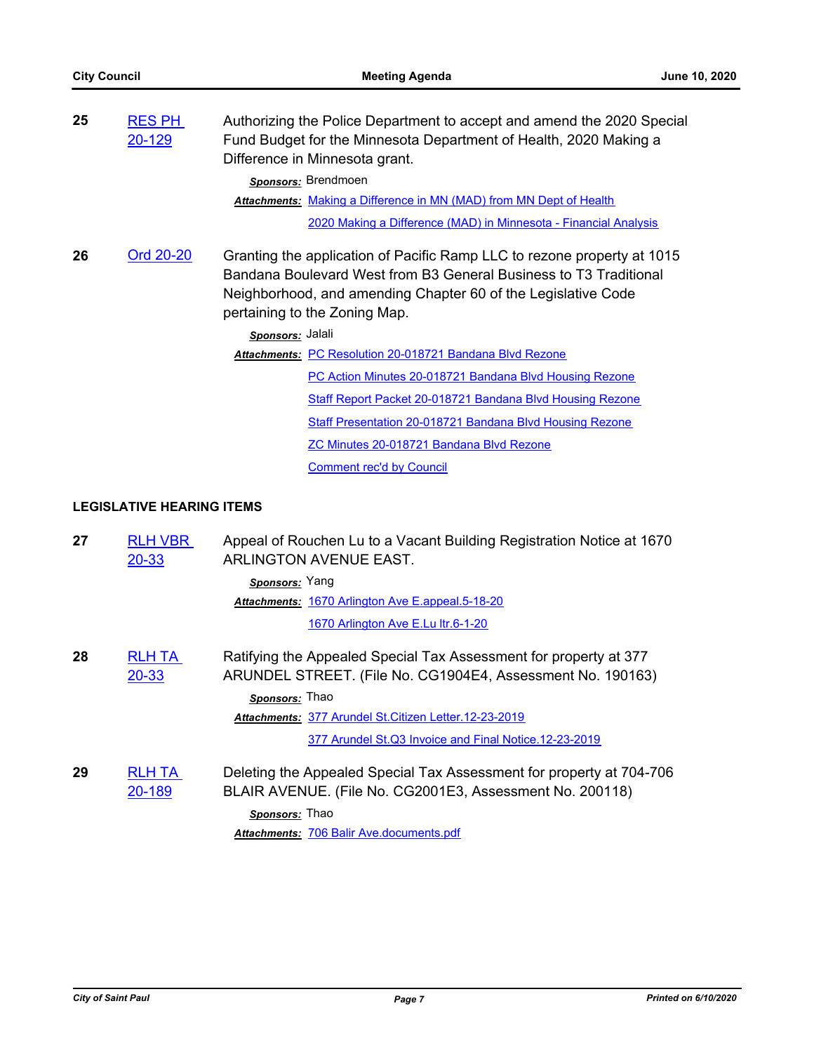**25** RES PH 20-129

Authorizing the Police Department to accept and amend the 2020 Special Fund Budget for the Minnesota Department of Health, 2020 Making a Difference in Minnesota grant.

***Sponsors:*** Brendmoen

***Attachments:*** Making a Difference in MN (MAD) from MN Dept of Health
2020 Making a Difference (MAD) in Minnesota - Financial Analysis

**26** Ord 20-20

Granting the application of Pacific Ramp LLC to rezone property at 1015 Bandana Boulevard West from B3 General Business to T3 Traditional Neighborhood, and amending Chapter 60 of the Legislative Code pertaining to the Zoning Map.

***Sponsors:*** Jalali

***Attachments:*** PC Resolution 20-018721 Bandana Blvd Rezone
PC Action Minutes 20-018721 Bandana Blvd Housing Rezone
Staff Report Packet 20-018721 Bandana Blvd Housing Rezone
Staff Presentation 20-018721 Bandana Blvd Housing Rezone
ZC Minutes 20-018721 Bandana Blvd Rezone
Comment rec'd by Council

## LEGISLATIVE HEARING ITEMS

**27** RLH VBR 20-33

Appeal of Rouchen Lu to a Vacant Building Registration Notice at 1670 ARLINGTON AVENUE EAST.

***Sponsors:*** Yang

***Attachments:*** 1670 Arlington Ave E.appeal.5-18-20
1670 Arlington Ave E.Lu ltr.6-1-20

**28** RLH TA 20-33

Ratifying the Appealed Special Tax Assessment for property at 377 ARUNDEL STREET. (File No. CG1904E4, Assessment No. 190163)

***Sponsors:*** Thao

***Attachments:*** 377 Arundel St.Citizen Letter.12-23-2019
377 Arundel St.Q3 Invoice and Final Notice.12-23-2019

**29** RLH TA 20-189

Deleting the Appealed Special Tax Assessment for property at 704-706 BLAIR AVENUE. (File No. CG2001E3, Assessment No. 200118)

***Sponsors:*** Thao

***Attachments:*** 706 Balir Ave.documents.pdf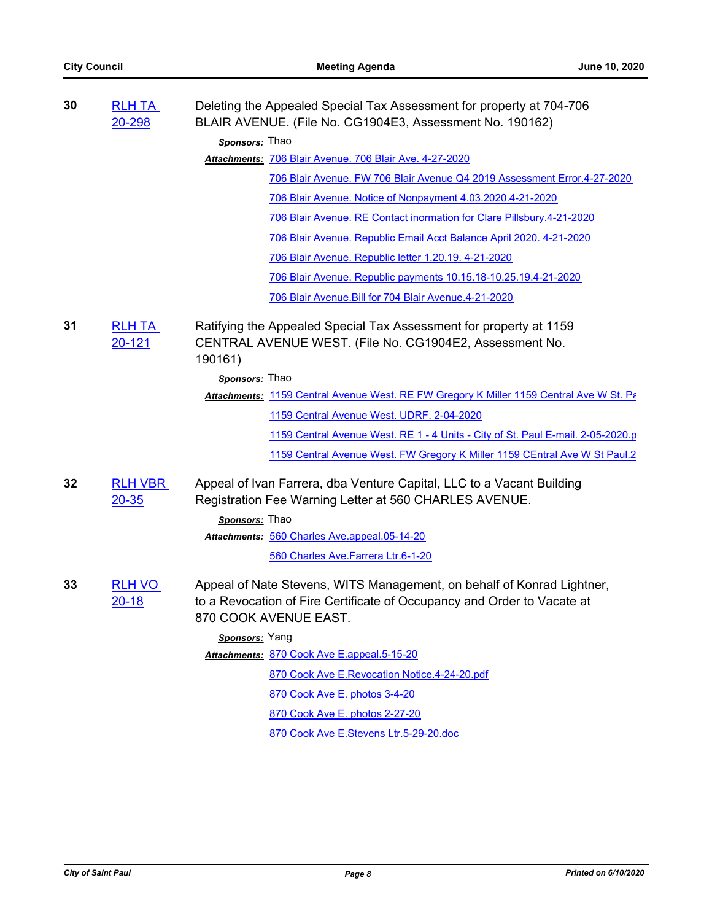**30** [RLH TA 20-298](#)

Deleting the Appealed Special Tax Assessment for property at 704-706 BLAIR AVENUE. (File No. CG1904E3, Assessment No. 190162)

***Sponsors:*** Thao

***Attachments:*** 
- 706 Blair Avenue. 706 Blair Ave. 4-27-2020
- 706 Blair Avenue. FW 706 Blair Avenue Q4 2019 Assessment Error.4-27-2020
- 706 Blair Avenue. Notice of Nonpayment 4.03.2020.4-21-2020
- 706 Blair Avenue. RE Contact inormation for Clare Pillsbury.4-21-2020
- 706 Blair Avenue. Republic Email Acct Balance April 2020. 4-21-2020
- 706 Blair Avenue. Republic letter 1.20.19. 4-21-2020
- 706 Blair Avenue. Republic payments 10.15.18-10.25.19.4-21-2020
- 706 Blair Avenue.Bill for 704 Blair Avenue.4-21-2020

**31** [RLH TA 20-121](#)

Ratifying the Appealed Special Tax Assessment for property at 1159 CENTRAL AVENUE WEST. (File No. CG1904E2, Assessment No. 190161)

***Sponsors:*** Thao

***Attachments:*** 
- 1159 Central Avenue West. RE FW Gregory K Miller 1159 Central Ave W St. Pa
- 1159 Central Avenue West. UDRF. 2-04-2020
- 1159 Central Avenue West. RE 1 - 4 Units - City of St. Paul E-mail. 2-05-2020.p
- 1159 Central Avenue West. FW Gregory K Miller 1159 CEntral Ave W St Paul.2

**32** [RLH VBR 20-35](#)

Appeal of Ivan Farrera, dba Venture Capital, LLC to a Vacant Building Registration Fee Warning Letter at 560 CHARLES AVENUE.

***Sponsors:*** Thao

***Attachments:*** 
- 560 Charles Ave.appeal.05-14-20
- 560 Charles Ave.Farrera Ltr.6-1-20

**33** [RLH VO 20-18](#)

Appeal of Nate Stevens, WITS Management, on behalf of Konrad Lightner, to a Revocation of Fire Certificate of Occupancy and Order to Vacate at 870 COOK AVENUE EAST.

***Sponsors:*** Yang

***Attachments:*** 
- 870 Cook Ave E.appeal.5-15-20
- 870 Cook Ave E.Revocation Notice.4-24-20.pdf
- 870 Cook Ave E. photos 3-4-20
- 870 Cook Ave E. photos 2-27-20
- 870 Cook Ave E.Stevens Ltr.5-29-20.doc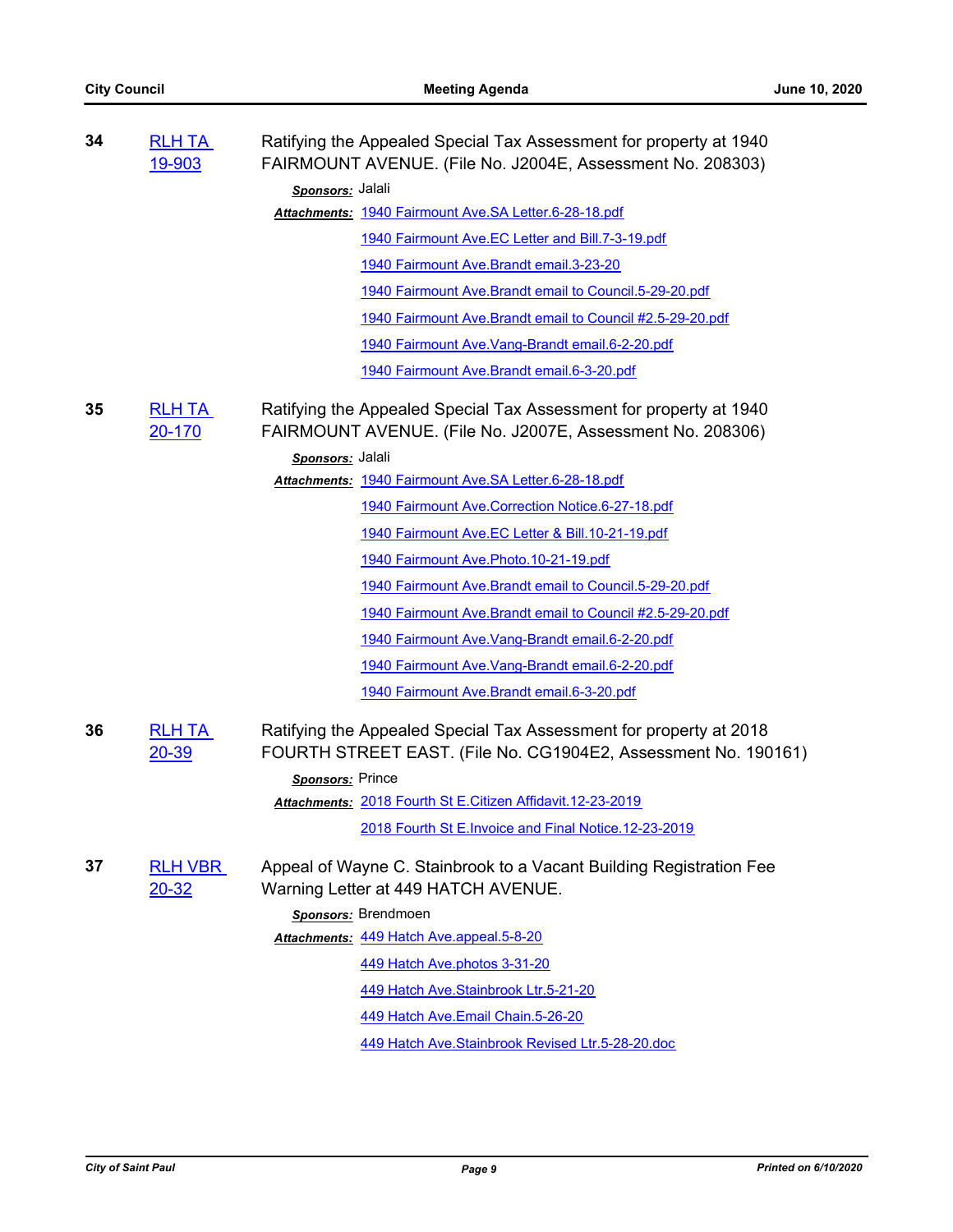**34** RLH TA 19-903

Ratifying the Appealed Special Tax Assessment for property at 1940 FAIRMOUNT AVENUE. (File No. J2004E, Assessment No. 208303)

***Sponsors:*** Jalali

***Attachments:*** 1940 Fairmount Ave.SA Letter.6-28-18.pdf
1940 Fairmount Ave.EC Letter and Bill.7-3-19.pdf
1940 Fairmount Ave.Brandt email.3-23-20
1940 Fairmount Ave.Brandt email to Council.5-29-20.pdf
1940 Fairmount Ave.Brandt email to Council #2.5-29-20.pdf
1940 Fairmount Ave.Vang-Brandt email.6-2-20.pdf
1940 Fairmount Ave.Brandt email.6-3-20.pdf

**35** RLH TA 20-170

Ratifying the Appealed Special Tax Assessment for property at 1940 FAIRMOUNT AVENUE. (File No. J2007E, Assessment No. 208306)

***Sponsors:*** Jalali

***Attachments:*** 1940 Fairmount Ave.SA Letter.6-28-18.pdf
1940 Fairmount Ave.Correction Notice.6-27-18.pdf
1940 Fairmount Ave.EC Letter & Bill.10-21-19.pdf
1940 Fairmount Ave.Photo.10-21-19.pdf
1940 Fairmount Ave.Brandt email to Council.5-29-20.pdf
1940 Fairmount Ave.Brandt email to Council #2.5-29-20.pdf
1940 Fairmount Ave.Vang-Brandt email.6-2-20.pdf
1940 Fairmount Ave.Vang-Brandt email.6-2-20.pdf
1940 Fairmount Ave.Brandt email.6-3-20.pdf

**36** RLH TA 20-39

Ratifying the Appealed Special Tax Assessment for property at 2018 FOURTH STREET EAST. (File No. CG1904E2, Assessment No. 190161)

***Sponsors:*** Prince

***Attachments:*** 2018 Fourth St E.Citizen Affidavit.12-23-2019
2018 Fourth St E.Invoice and Final Notice.12-23-2019

**37** RLH VBR 20-32

Appeal of Wayne C. Stainbrook to a Vacant Building Registration Fee Warning Letter at 449 HATCH AVENUE.

***Sponsors:*** Brendmoen

***Attachments:*** 449 Hatch Ave.appeal.5-8-20
449 Hatch Ave.photos 3-31-20
449 Hatch Ave.Stainbrook Ltr.5-21-20
449 Hatch Ave.Email Chain.5-26-20
449 Hatch Ave.Stainbrook Revised Ltr.5-28-20.doc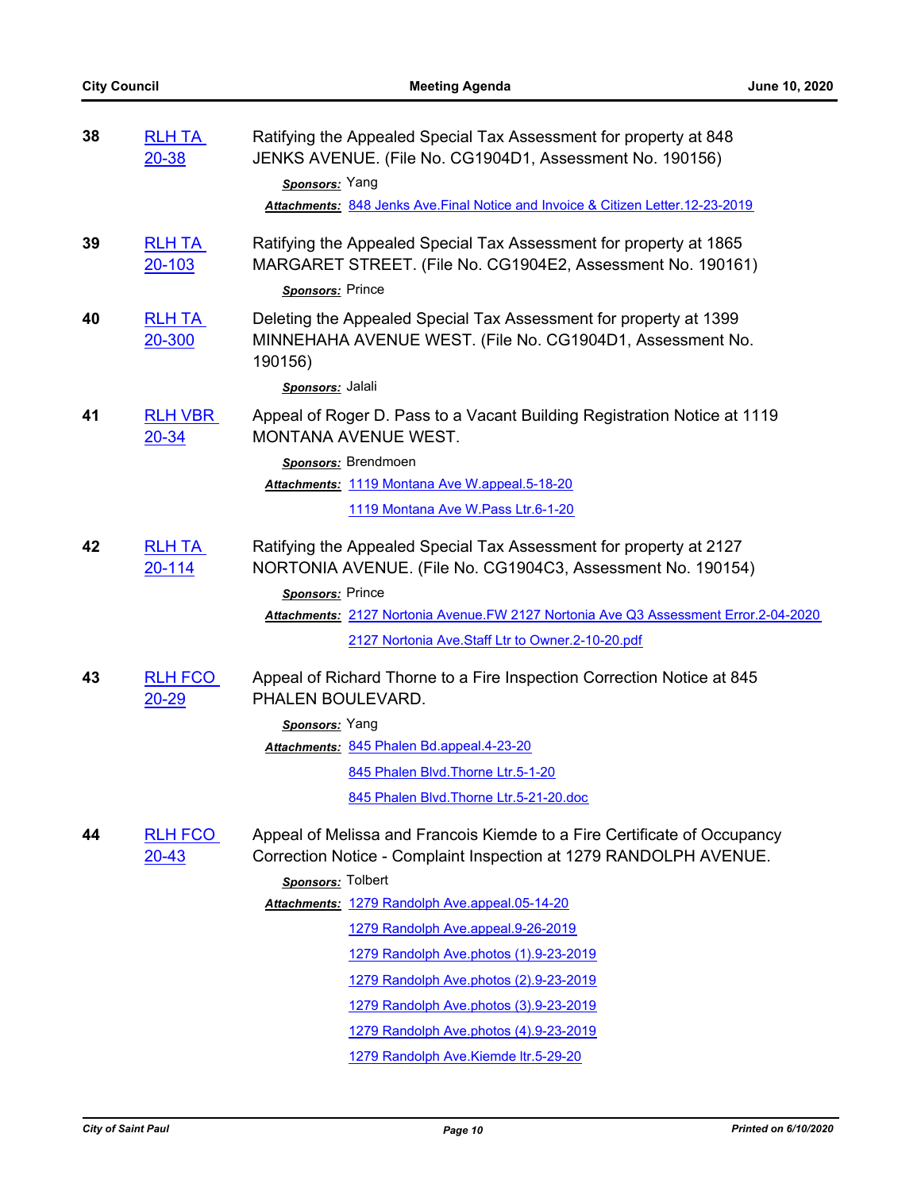**38** RLH TA 20-38

Ratifying the Appealed Special Tax Assessment for property at 848 JENKS AVENUE. (File No. CG1904D1, Assessment No. 190156)

*Sponsors:* Yang

*Attachments:* 848 Jenks Ave.Final Notice and Invoice & Citizen Letter.12-23-2019

**39** RLH TA 20-103

Ratifying the Appealed Special Tax Assessment for property at 1865 MARGARET STREET. (File No. CG1904E2, Assessment No. 190161)

*Sponsors:* Prince

**40** RLH TA 20-300

Deleting the Appealed Special Tax Assessment for property at 1399 MINNEHAHA AVENUE WEST. (File No. CG1904D1, Assessment No. 190156)

*Sponsors:* Jalali

**41** RLH VBR 20-34

Appeal of Roger D. Pass to a Vacant Building Registration Notice at 1119 MONTANA AVENUE WEST.

*Sponsors:* Brendmoen

*Attachments:* 1119 Montana Ave W.appeal.5-18-20

1119 Montana Ave W.Pass Ltr.6-1-20

**42** RLH TA 20-114

Ratifying the Appealed Special Tax Assessment for property at 2127 NORTONIA AVENUE. (File No. CG1904C3, Assessment No. 190154)

*Sponsors:* Prince

*Attachments:* 2127 Nortonia Avenue.FW 2127 Nortonia Ave Q3 Assessment Error.2-04-2020

2127 Nortonia Ave.Staff Ltr to Owner.2-10-20.pdf

**43** RLH FCO 20-29

Appeal of Richard Thorne to a Fire Inspection Correction Notice at 845 PHALEN BOULEVARD.

*Sponsors:* Yang

*Attachments:* 845 Phalen Bd.appeal.4-23-20

845 Phalen Blvd.Thorne Ltr.5-1-20

845 Phalen Blvd.Thorne Ltr.5-21-20.doc

**44** RLH FCO 20-43

Appeal of Melissa and Francois Kiemde to a Fire Certificate of Occupancy Correction Notice - Complaint Inspection at 1279 RANDOLPH AVENUE.

*Sponsors:* Tolbert

*Attachments:* 1279 Randolph Ave.appeal.05-14-20

1279 Randolph Ave.appeal.9-26-2019

1279 Randolph Ave.photos (1).9-23-2019

1279 Randolph Ave.photos (2).9-23-2019

1279 Randolph Ave.photos (3).9-23-2019

1279 Randolph Ave.photos (4).9-23-2019

1279 Randolph Ave.Kiemde ltr.5-29-20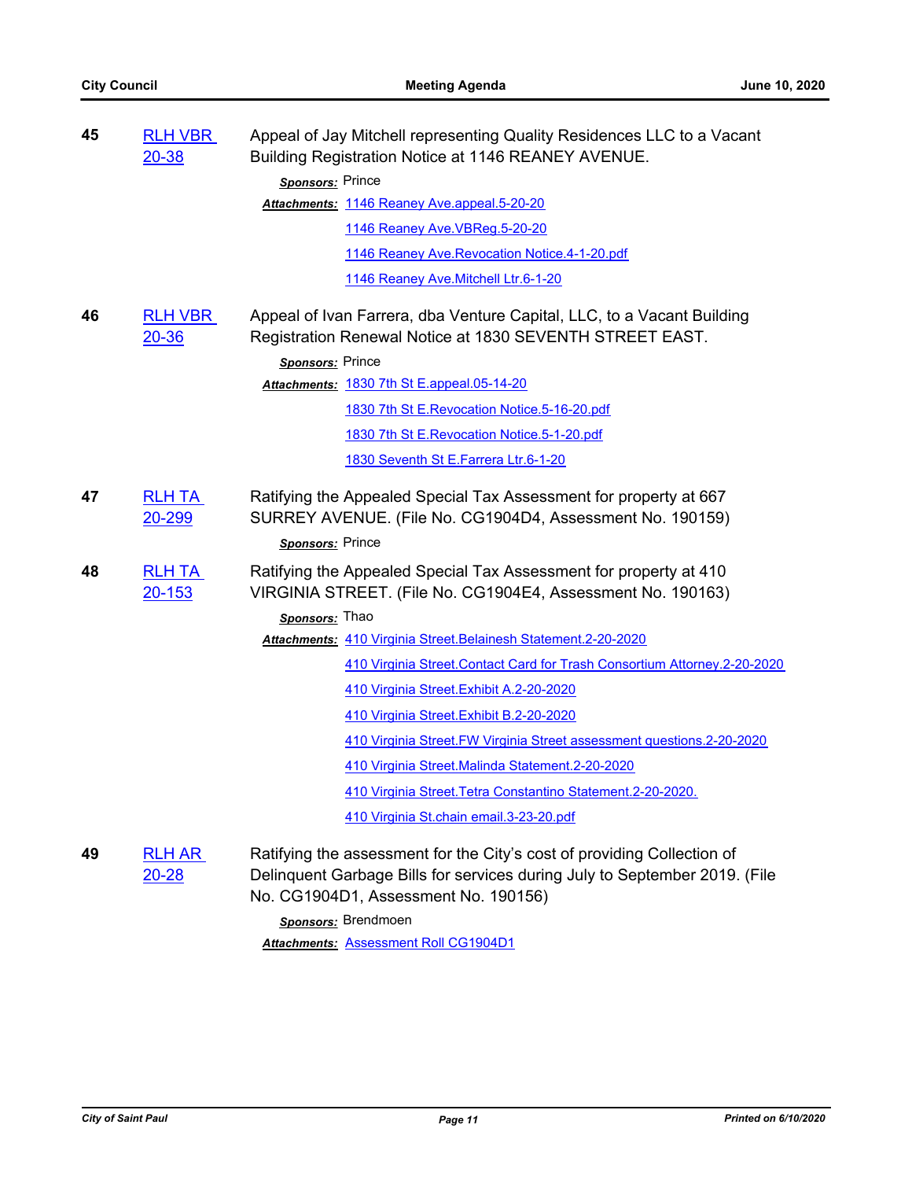**45** RLH VBR 20-38

Appeal of Jay Mitchell representing Quality Residences LLC to a Vacant Building Registration Notice at 1146 REANEY AVENUE.

***Sponsors:*** Prince

***Attachments:*** 1146 Reaney Ave.appeal.5-20-20

1146 Reaney Ave.VBReg.5-20-20

1146 Reaney Ave.Revocation Notice.4-1-20.pdf

1146 Reaney Ave.Mitchell Ltr.6-1-20

**46** RLH VBR 20-36

Appeal of Ivan Farrera, dba Venture Capital, LLC, to a Vacant Building Registration Renewal Notice at 1830 SEVENTH STREET EAST.

***Sponsors:*** Prince

***Attachments:*** 1830 7th St E.appeal.05-14-20

1830 7th St E.Revocation Notice.5-16-20.pdf

1830 7th St E.Revocation Notice.5-1-20.pdf

1830 Seventh St E.Farrera Ltr.6-1-20

**47** RLH TA 20-299

Ratifying the Appealed Special Tax Assessment for property at 667 SURREY AVENUE. (File No. CG1904D4, Assessment No. 190159)

***Sponsors:*** Prince

**48** RLH TA 20-153

Ratifying the Appealed Special Tax Assessment for property at 410 VIRGINIA STREET. (File No. CG1904E4, Assessment No. 190163)

***Sponsors:*** Thao

***Attachments:*** 410 Virginia Street.Belainesh Statement.2-20-2020

410 Virginia Street.Contact Card for Trash Consortium Attorney.2-20-2020

410 Virginia Street.Exhibit A.2-20-2020

410 Virginia Street.Exhibit B.2-20-2020

410 Virginia Street.FW Virginia Street assessment questions.2-20-2020

410 Virginia Street.Malinda Statement.2-20-2020

410 Virginia Street.Tetra Constantino Statement.2-20-2020.

410 Virginia St.chain email.3-23-20.pdf

**49** RLH AR 20-28

Ratifying the assessment for the City's cost of providing Collection of Delinquent Garbage Bills for services during July to September 2019. (File No. CG1904D1, Assessment No. 190156)

***Sponsors:*** Brendmoen

***Attachments:*** Assessment Roll CG1904D1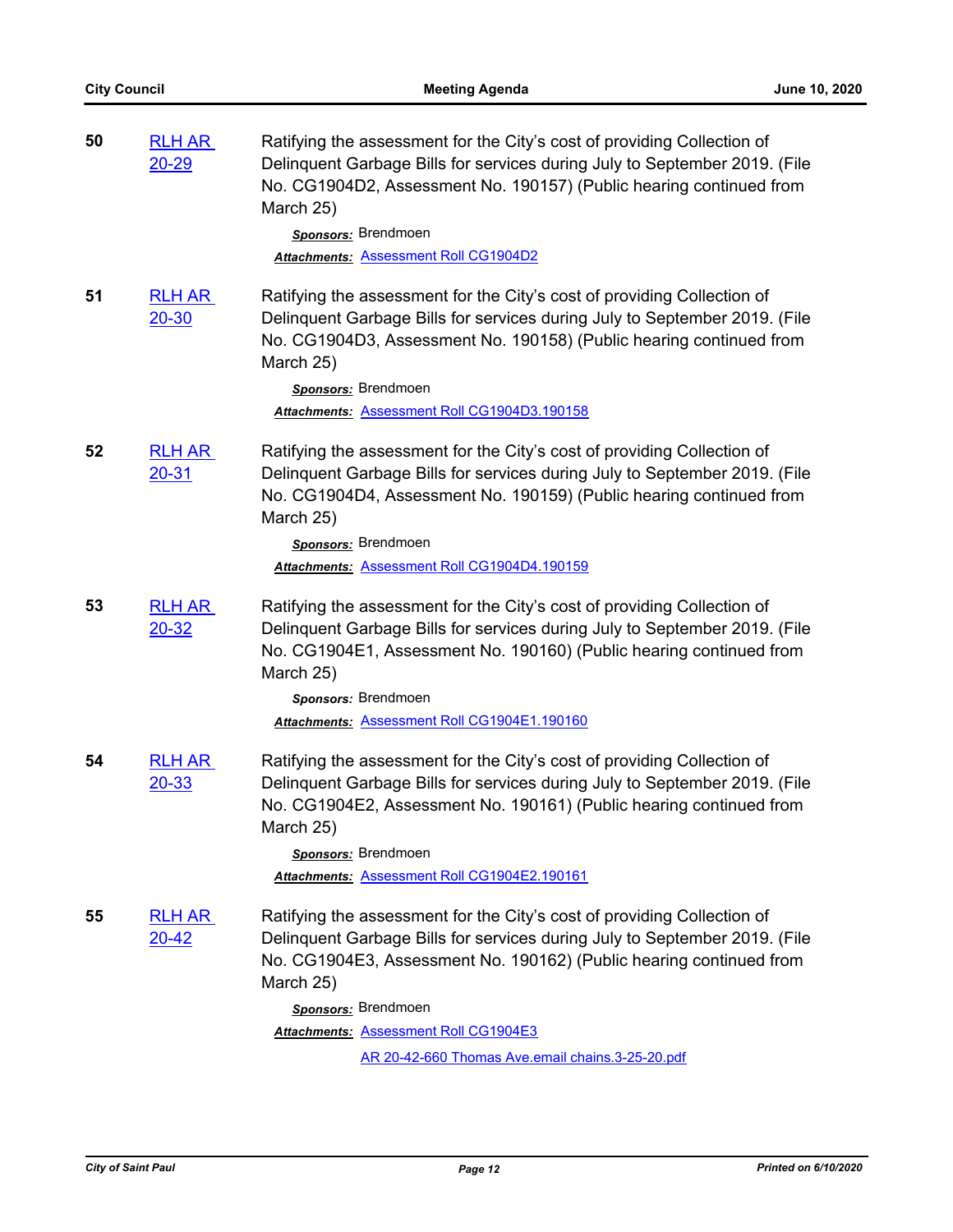**50** RLH AR 20-29

Ratifying the assessment for the City's cost of providing Collection of Delinquent Garbage Bills for services during July to September 2019. (File No. CG1904D2, Assessment No. 190157) (Public hearing continued from March 25)

*Sponsors:* Brendmoen

*Attachments:* Assessment Roll CG1904D2

**51** RLH AR 20-30

Ratifying the assessment for the City's cost of providing Collection of Delinquent Garbage Bills for services during July to September 2019. (File No. CG1904D3, Assessment No. 190158) (Public hearing continued from March 25)

*Sponsors:* Brendmoen

*Attachments:* Assessment Roll CG1904D3.190158

**52** RLH AR 20-31

Ratifying the assessment for the City's cost of providing Collection of Delinquent Garbage Bills for services during July to September 2019. (File No. CG1904D4, Assessment No. 190159) (Public hearing continued from March 25)

*Sponsors:* Brendmoen

*Attachments:* Assessment Roll CG1904D4.190159

**53** RLH AR 20-32

Ratifying the assessment for the City's cost of providing Collection of Delinquent Garbage Bills for services during July to September 2019. (File No. CG1904E1, Assessment No. 190160) (Public hearing continued from March 25)

*Sponsors:* Brendmoen

*Attachments:* Assessment Roll CG1904E1.190160

**54** RLH AR 20-33

Ratifying the assessment for the City's cost of providing Collection of Delinquent Garbage Bills for services during July to September 2019. (File No. CG1904E2, Assessment No. 190161) (Public hearing continued from March 25)

*Sponsors:* Brendmoen

*Attachments:* Assessment Roll CG1904E2.190161

**55** RLH AR 20-42

Ratifying the assessment for the City's cost of providing Collection of Delinquent Garbage Bills for services during July to September 2019. (File No. CG1904E3, Assessment No. 190162) (Public hearing continued from March 25)

*Sponsors:* Brendmoen

*Attachments:* Assessment Roll CG1904E3

AR 20-42-660 Thomas Ave.email chains.3-25-20.pdf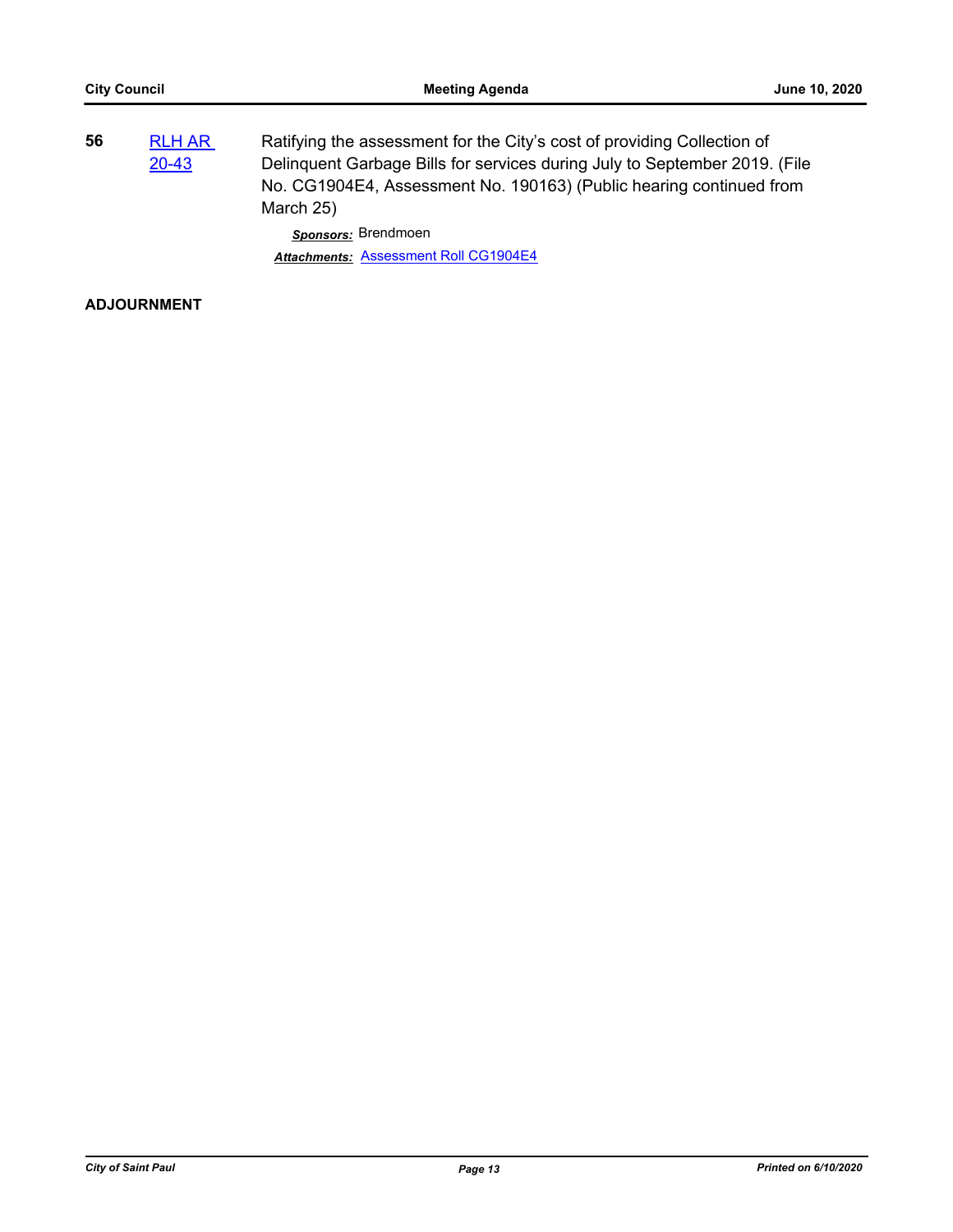**56** RLH AR 20-43

Ratifying the assessment for the City's cost of providing Collection of Delinquent Garbage Bills for services during July to September 2019. (File No. CG1904E4, Assessment No. 190163) (Public hearing continued from March 25)

***Sponsors:*** Brendmoen

***Attachments:*** Assessment Roll CG1904E4

**ADJOURNMENT**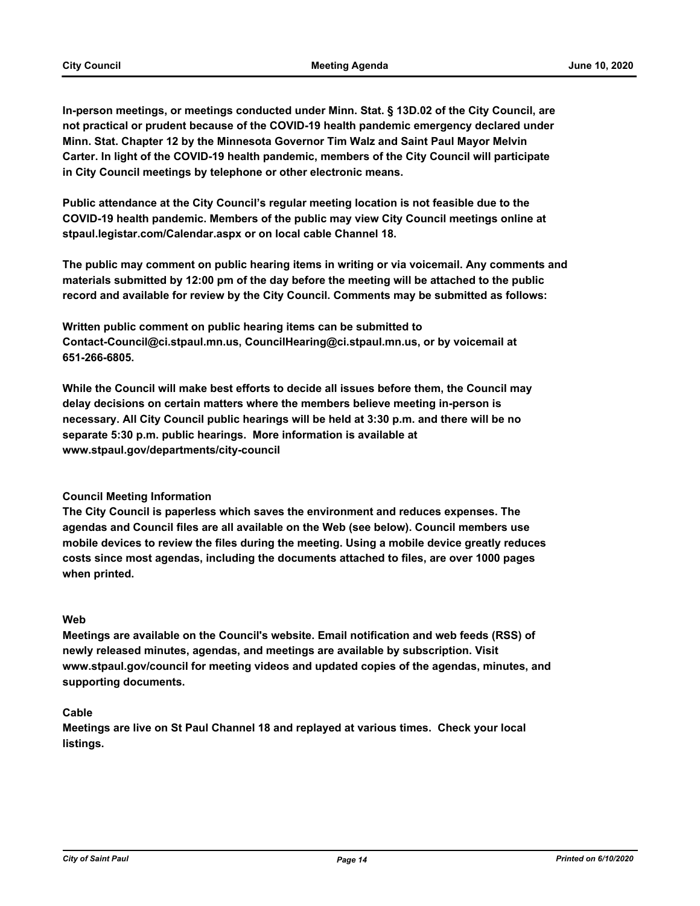**In-person meetings, or meetings conducted under Minn. Stat. § 13D.02 of the City Council, are not practical or prudent because of the COVID-19 health pandemic emergency declared under Minn. Stat. Chapter 12 by the Minnesota Governor Tim Walz and Saint Paul Mayor Melvin Carter. In light of the COVID-19 health pandemic, members of the City Council will participate in City Council meetings by telephone or other electronic means.**

**Public attendance at the City Council's regular meeting location is not feasible due to the COVID-19 health pandemic. Members of the public may view City Council meetings online at stpaul.legistar.com/Calendar.aspx or on local cable Channel 18.**

**The public may comment on public hearing items in writing or via voicemail. Any comments and materials submitted by 12:00 pm of the day before the meeting will be attached to the public record and available for review by the City Council. Comments may be submitted as follows:**

**Written public comment on public hearing items can be submitted to Contact-Council@ci.stpaul.mn.us, CouncilHearing@ci.stpaul.mn.us, or by voicemail at 651-266-6805.**

**While the Council will make best efforts to decide all issues before them, the Council may delay decisions on certain matters where the members believe meeting in-person is necessary. All City Council public hearings will be held at 3:30 p.m. and there will be no separate 5:30 p.m. public hearings. More information is available at www.stpaul.gov/departments/city-council**

**Council Meeting Information**

**The City Council is paperless which saves the environment and reduces expenses. The agendas and Council files are all available on the Web (see below). Council members use mobile devices to review the files during the meeting. Using a mobile device greatly reduces costs since most agendas, including the documents attached to files, are over 1000 pages when printed.**

**Web**

**Meetings are available on the Council's website. Email notification and web feeds (RSS) of newly released minutes, agendas, and meetings are available by subscription. Visit www.stpaul.gov/council for meeting videos and updated copies of the agendas, minutes, and supporting documents.**

**Cable**

**Meetings are live on St Paul Channel 18 and replayed at various times. Check your local listings.**